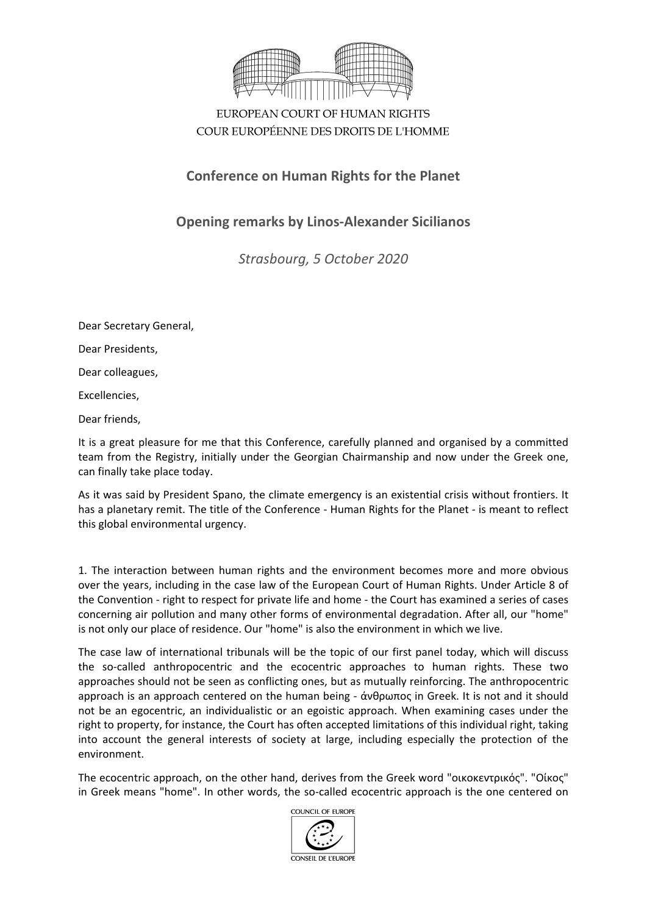EUROPEAN COURT OF HUMAN RIGHTS
COUR EUROPÉENNE DES DROITS DE L'HOMME

## Conference on Human Rights for the Planet

## Opening remarks by Linos-Alexander Sicilianos

*Strasbourg, 5 October 2020*

Dear Secretary General,

Dear Presidents,

Dear colleagues,

Excellencies,

Dear friends,

It is a great pleasure for me that this Conference, carefully planned and organised by a committed team from the Registry, initially under the Georgian Chairmanship and now under the Greek one, can finally take place today.

As it was said by President Spano, the climate emergency is an existential crisis without frontiers. It has a planetary remit. The title of the Conference - Human Rights for the Planet - is meant to reflect this global environmental urgency.

1. The interaction between human rights and the environment becomes more and more obvious over the years, including in the case law of the European Court of Human Rights. Under Article 8 of the Convention - right to respect for private life and home - the Court has examined a series of cases concerning air pollution and many other forms of environmental degradation. After all, our "home" is not only our place of residence. Our "home" is also the environment in which we live.

The case law of international tribunals will be the topic of our first panel today, which will discuss the so-called anthropocentric and the ecocentric approaches to human rights. These two approaches should not be seen as conflicting ones, but as mutually reinforcing. The anthropocentric approach is an approach centered on the human being - ἄνθρωπος in Greek. It is not and it should not be an egocentric, an individualistic or an egoistic approach. When examining cases under the right to property, for instance, the Court has often accepted limitations of this individual right, taking into account the general interests of society at large, including especially the protection of the environment.

The ecocentric approach, on the other hand, derives from the Greek word "οικοκεντρικός". "Οίκος" in Greek means "home". In other words, the so-called ecocentric approach is the one centered on

COUNCIL OF EUROPE
CONSEIL DE L'EUROPE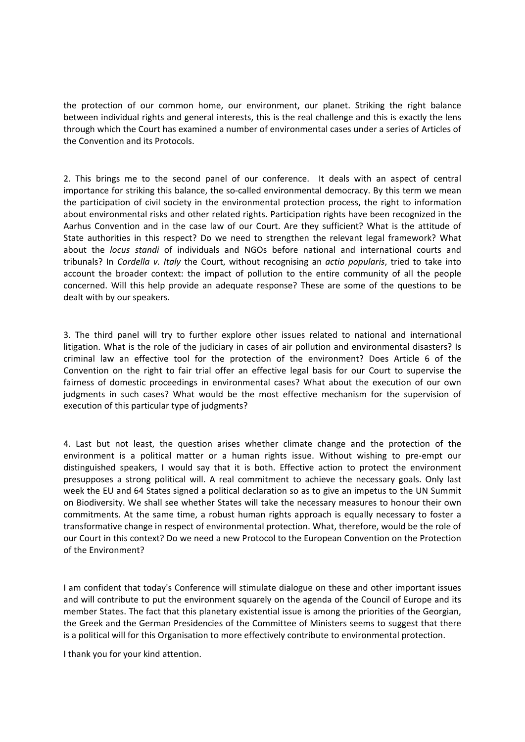the protection of our common home, our environment, our planet. Striking the right balance between individual rights and general interests, this is the real challenge and this is exactly the lens through which the Court has examined a number of environmental cases under a series of Articles of the Convention and its Protocols.

2. This brings me to the second panel of our conference. It deals with an aspect of central importance for striking this balance, the so-called environmental democracy. By this term we mean the participation of civil society in the environmental protection process, the right to information about environmental risks and other related rights. Participation rights have been recognized in the Aarhus Convention and in the case law of our Court. Are they sufficient? What is the attitude of State authorities in this respect? Do we need to strengthen the relevant legal framework? What about the *locus standi* of individuals and NGOs before national and international courts and tribunals? In *Cordella v. Italy* the Court, without recognising an *actio popularis*, tried to take into account the broader context: the impact of pollution to the entire community of all the people concerned. Will this help provide an adequate response? These are some of the questions to be dealt with by our speakers.

3. The third panel will try to further explore other issues related to national and international litigation. What is the role of the judiciary in cases of air pollution and environmental disasters? Is criminal law an effective tool for the protection of the environment? Does Article 6 of the Convention on the right to fair trial offer an effective legal basis for our Court to supervise the fairness of domestic proceedings in environmental cases? What about the execution of our own judgments in such cases? What would be the most effective mechanism for the supervision of execution of this particular type of judgments?

4. Last but not least, the question arises whether climate change and the protection of the environment is a political matter or a human rights issue. Without wishing to pre-empt our distinguished speakers, I would say that it is both. Effective action to protect the environment presupposes a strong political will. A real commitment to achieve the necessary goals. Only last week the EU and 64 States signed a political declaration so as to give an impetus to the UN Summit on Biodiversity. We shall see whether States will take the necessary measures to honour their own commitments. At the same time, a robust human rights approach is equally necessary to foster a transformative change in respect of environmental protection. What, therefore, would be the role of our Court in this context? Do we need a new Protocol to the European Convention on the Protection of the Environment?

I am confident that today's Conference will stimulate dialogue on these and other important issues and will contribute to put the environment squarely on the agenda of the Council of Europe and its member States. The fact that this planetary existential issue is among the priorities of the Georgian, the Greek and the German Presidencies of the Committee of Ministers seems to suggest that there is a political will for this Organisation to more effectively contribute to environmental protection.

I thank you for your kind attention.